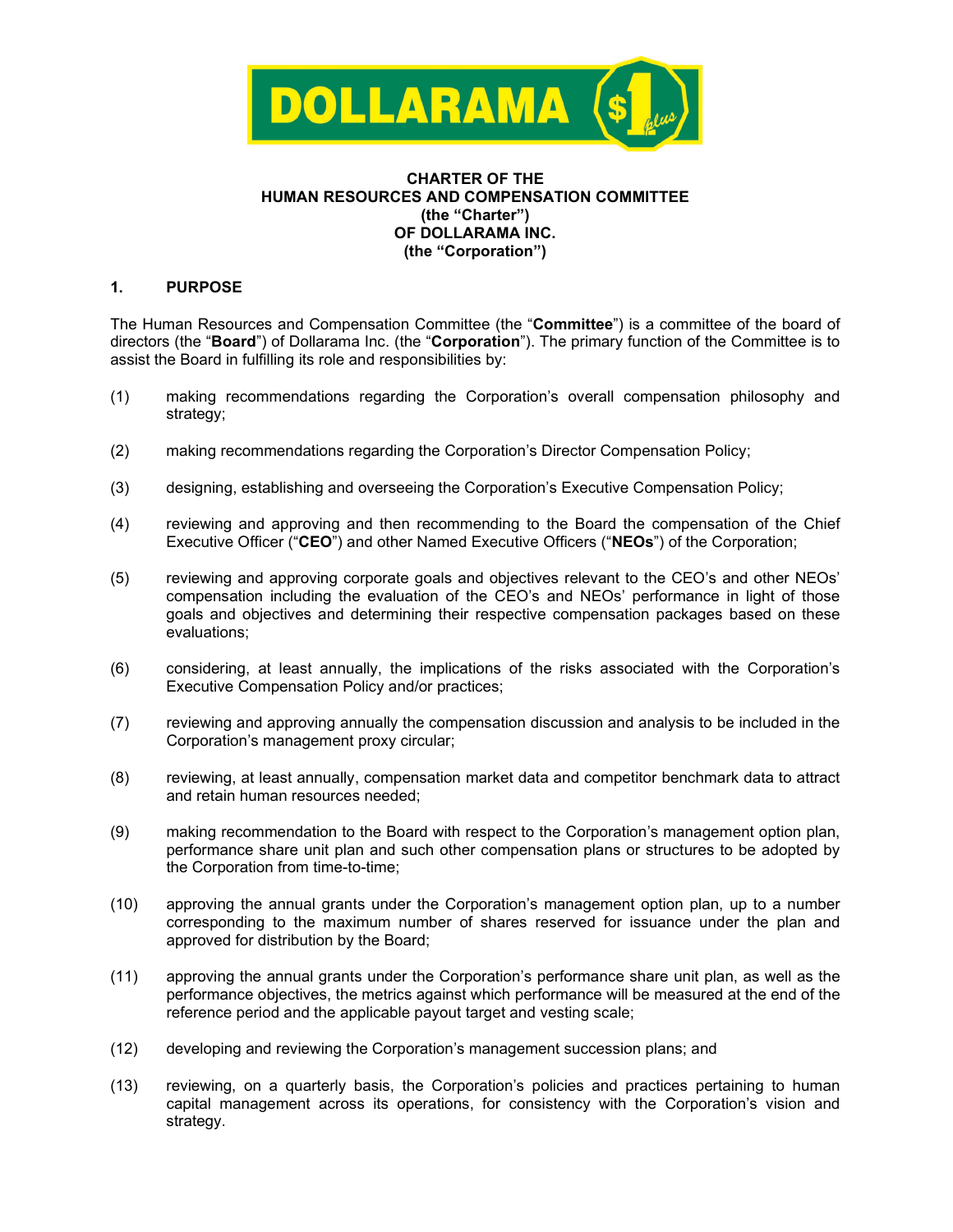**CHARTER OF THE
HUMAN RESOURCES AND COMPENSATION COMMITTEE
(the "Charter")
OF DOLLARAMA INC.
(the "Corporation")**

## 1. PURPOSE

The Human Resources and Compensation Committee (the "**Committee**") is a committee of the board of directors (the "**Board**") of Dollarama Inc. (the "**Corporation**"). The primary function of the Committee is to assist the Board in fulfilling its role and responsibilities by:

(1) making recommendations regarding the Corporation's overall compensation philosophy and strategy;

(2) making recommendations regarding the Corporation's Director Compensation Policy;

(3) designing, establishing and overseeing the Corporation's Executive Compensation Policy;

(4) reviewing and approving and then recommending to the Board the compensation of the Chief Executive Officer ("**CEO**") and other Named Executive Officers ("**NEOs**") of the Corporation;

(5) reviewing and approving corporate goals and objectives relevant to the CEO's and other NEOs' compensation including the evaluation of the CEO's and NEOs' performance in light of those goals and objectives and determining their respective compensation packages based on these evaluations;

(6) considering, at least annually, the implications of the risks associated with the Corporation's Executive Compensation Policy and/or practices;

(7) reviewing and approving annually the compensation discussion and analysis to be included in the Corporation's management proxy circular;

(8) reviewing, at least annually, compensation market data and competitor benchmark data to attract and retain human resources needed;

(9) making recommendation to the Board with respect to the Corporation's management option plan, performance share unit plan and such other compensation plans or structures to be adopted by the Corporation from time-to-time;

(10) approving the annual grants under the Corporation's management option plan, up to a number corresponding to the maximum number of shares reserved for issuance under the plan and approved for distribution by the Board;

(11) approving the annual grants under the Corporation's performance share unit plan, as well as the performance objectives, the metrics against which performance will be measured at the end of the reference period and the applicable payout target and vesting scale;

(12) developing and reviewing the Corporation's management succession plans; and

(13) reviewing, on a quarterly basis, the Corporation's policies and practices pertaining to human capital management across its operations, for consistency with the Corporation's vision and strategy.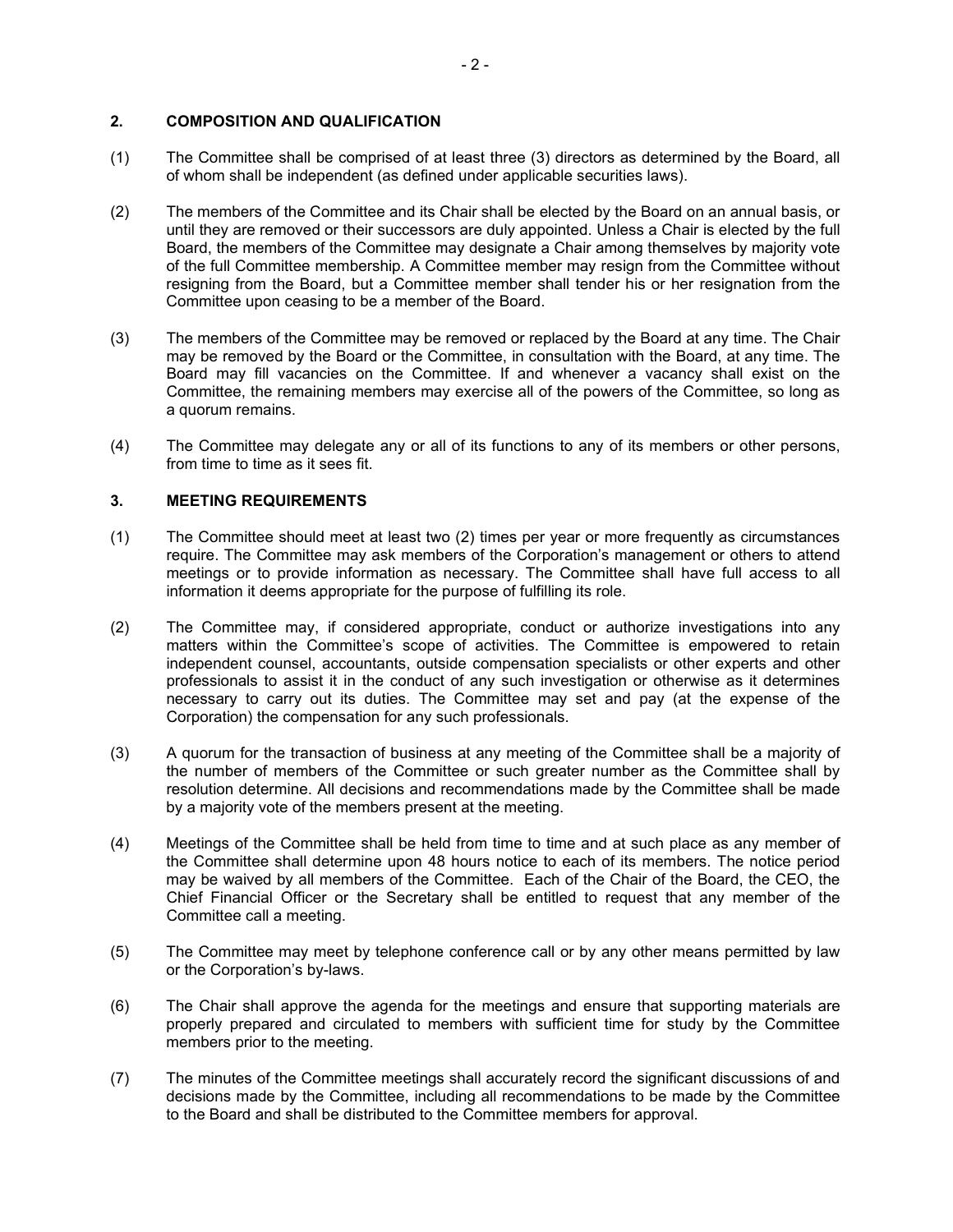## 2. COMPOSITION AND QUALIFICATION

(1) The Committee shall be comprised of at least three (3) directors as determined by the Board, all of whom shall be independent (as defined under applicable securities laws).

(2) The members of the Committee and its Chair shall be elected by the Board on an annual basis, or until they are removed or their successors are duly appointed. Unless a Chair is elected by the full Board, the members of the Committee may designate a Chair among themselves by majority vote of the full Committee membership. A Committee member may resign from the Committee without resigning from the Board, but a Committee member shall tender his or her resignation from the Committee upon ceasing to be a member of the Board.

(3) The members of the Committee may be removed or replaced by the Board at any time. The Chair may be removed by the Board or the Committee, in consultation with the Board, at any time. The Board may fill vacancies on the Committee. If and whenever a vacancy shall exist on the Committee, the remaining members may exercise all of the powers of the Committee, so long as a quorum remains.

(4) The Committee may delegate any or all of its functions to any of its members or other persons, from time to time as it sees fit.

## 3. MEETING REQUIREMENTS

(1) The Committee should meet at least two (2) times per year or more frequently as circumstances require. The Committee may ask members of the Corporation's management or others to attend meetings or to provide information as necessary. The Committee shall have full access to all information it deems appropriate for the purpose of fulfilling its role.

(2) The Committee may, if considered appropriate, conduct or authorize investigations into any matters within the Committee's scope of activities. The Committee is empowered to retain independent counsel, accountants, outside compensation specialists or other experts and other professionals to assist it in the conduct of any such investigation or otherwise as it determines necessary to carry out its duties. The Committee may set and pay (at the expense of the Corporation) the compensation for any such professionals.

(3) A quorum for the transaction of business at any meeting of the Committee shall be a majority of the number of members of the Committee or such greater number as the Committee shall by resolution determine. All decisions and recommendations made by the Committee shall be made by a majority vote of the members present at the meeting.

(4) Meetings of the Committee shall be held from time to time and at such place as any member of the Committee shall determine upon 48 hours notice to each of its members. The notice period may be waived by all members of the Committee. Each of the Chair of the Board, the CEO, the Chief Financial Officer or the Secretary shall be entitled to request that any member of the Committee call a meeting.

(5) The Committee may meet by telephone conference call or by any other means permitted by law or the Corporation's by-laws.

(6) The Chair shall approve the agenda for the meetings and ensure that supporting materials are properly prepared and circulated to members with sufficient time for study by the Committee members prior to the meeting.

(7) The minutes of the Committee meetings shall accurately record the significant discussions of and decisions made by the Committee, including all recommendations to be made by the Committee to the Board and shall be distributed to the Committee members for approval.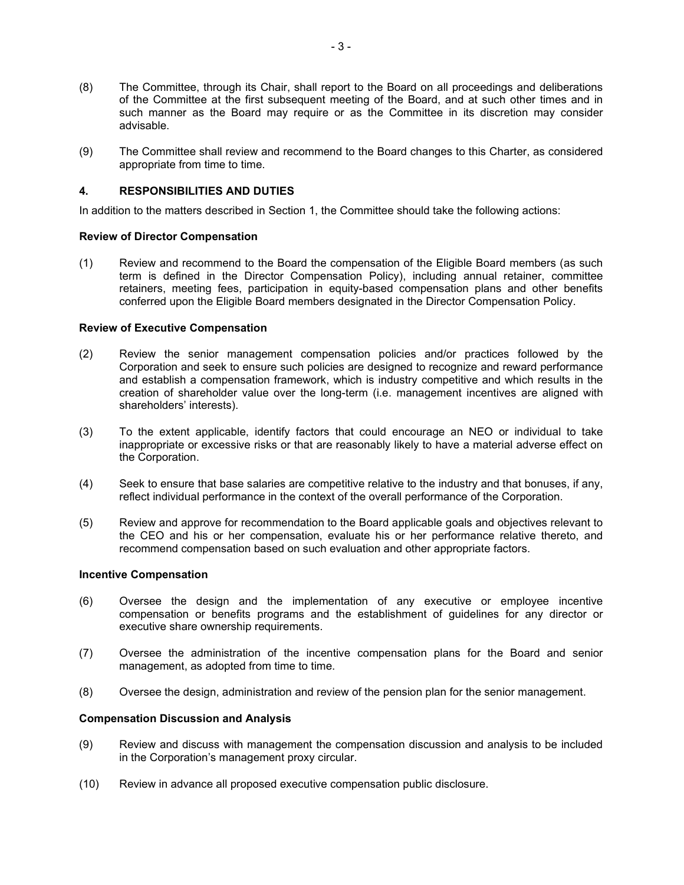(8) The Committee, through its Chair, shall report to the Board on all proceedings and deliberations of the Committee at the first subsequent meeting of the Board, and at such other times and in such manner as the Board may require or as the Committee in its discretion may consider advisable.

(9) The Committee shall review and recommend to the Board changes to this Charter, as considered appropriate from time to time.

## 4. RESPONSIBILITIES AND DUTIES

In addition to the matters described in Section 1, the Committee should take the following actions:

### Review of Director Compensation

(1) Review and recommend to the Board the compensation of the Eligible Board members (as such term is defined in the Director Compensation Policy), including annual retainer, committee retainers, meeting fees, participation in equity-based compensation plans and other benefits conferred upon the Eligible Board members designated in the Director Compensation Policy.

### Review of Executive Compensation

(2) Review the senior management compensation policies and/or practices followed by the Corporation and seek to ensure such policies are designed to recognize and reward performance and establish a compensation framework, which is industry competitive and which results in the creation of shareholder value over the long-term (i.e. management incentives are aligned with shareholders' interests).

(3) To the extent applicable, identify factors that could encourage an NEO or individual to take inappropriate or excessive risks or that are reasonably likely to have a material adverse effect on the Corporation.

(4) Seek to ensure that base salaries are competitive relative to the industry and that bonuses, if any, reflect individual performance in the context of the overall performance of the Corporation.

(5) Review and approve for recommendation to the Board applicable goals and objectives relevant to the CEO and his or her compensation, evaluate his or her performance relative thereto, and recommend compensation based on such evaluation and other appropriate factors.

### Incentive Compensation

(6) Oversee the design and the implementation of any executive or employee incentive compensation or benefits programs and the establishment of guidelines for any director or executive share ownership requirements.

(7) Oversee the administration of the incentive compensation plans for the Board and senior management, as adopted from time to time.

(8) Oversee the design, administration and review of the pension plan for the senior management.

### Compensation Discussion and Analysis

(9) Review and discuss with management the compensation discussion and analysis to be included in the Corporation's management proxy circular.

(10) Review in advance all proposed executive compensation public disclosure.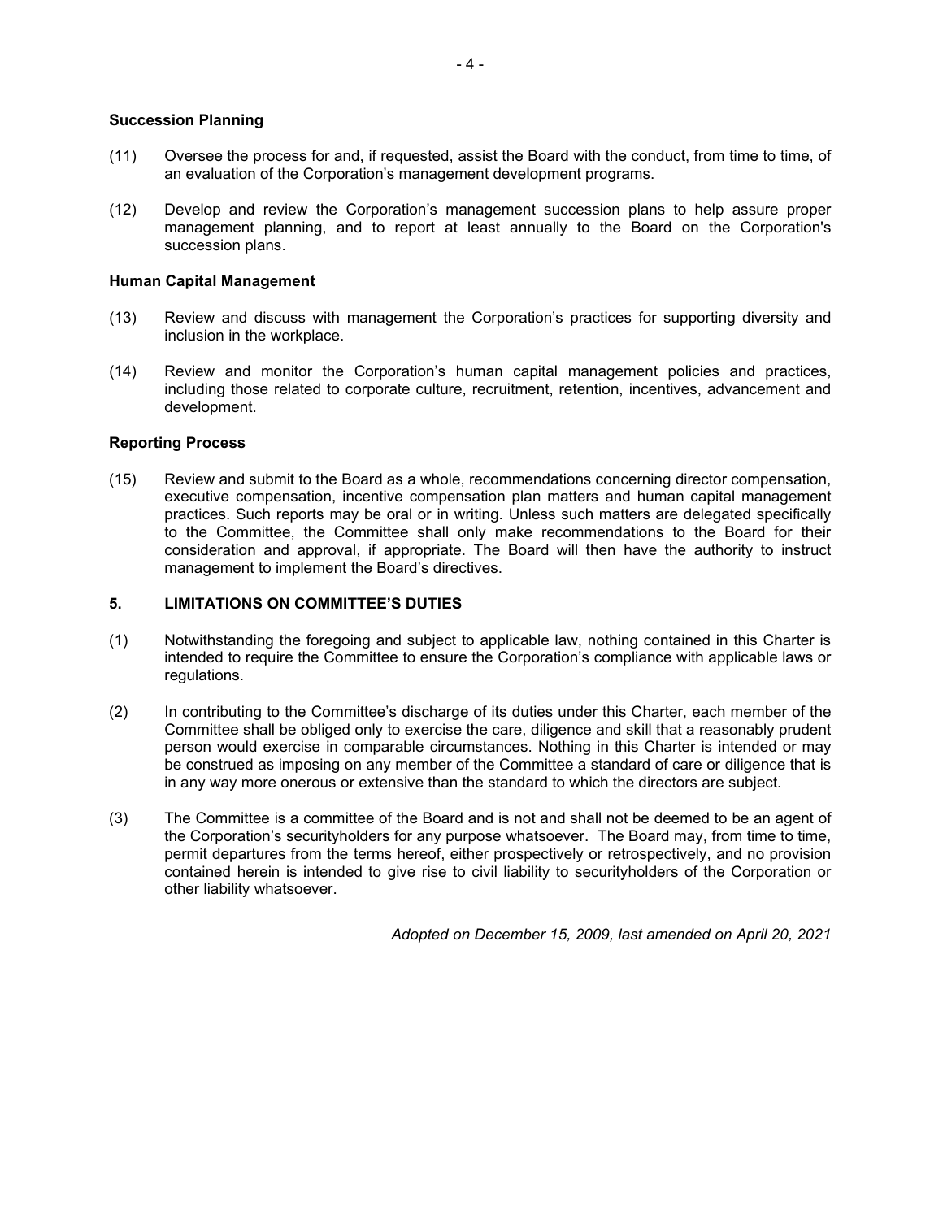**Succession Planning**

(11) Oversee the process for and, if requested, assist the Board with the conduct, from time to time, of an evaluation of the Corporation's management development programs.

(12) Develop and review the Corporation's management succession plans to help assure proper management planning, and to report at least annually to the Board on the Corporation's succession plans.

**Human Capital Management**

(13) Review and discuss with management the Corporation's practices for supporting diversity and inclusion in the workplace.

(14) Review and monitor the Corporation's human capital management policies and practices, including those related to corporate culture, recruitment, retention, incentives, advancement and development.

**Reporting Process**

(15) Review and submit to the Board as a whole, recommendations concerning director compensation, executive compensation, incentive compensation plan matters and human capital management practices. Such reports may be oral or in writing. Unless such matters are delegated specifically to the Committee, the Committee shall only make recommendations to the Board for their consideration and approval, if appropriate. The Board will then have the authority to instruct management to implement the Board's directives.

## 5. LIMITATIONS ON COMMITTEE'S DUTIES

(1) Notwithstanding the foregoing and subject to applicable law, nothing contained in this Charter is intended to require the Committee to ensure the Corporation's compliance with applicable laws or regulations.

(2) In contributing to the Committee's discharge of its duties under this Charter, each member of the Committee shall be obliged only to exercise the care, diligence and skill that a reasonably prudent person would exercise in comparable circumstances. Nothing in this Charter is intended or may be construed as imposing on any member of the Committee a standard of care or diligence that is in any way more onerous or extensive than the standard to which the directors are subject.

(3) The Committee is a committee of the Board and is not and shall not be deemed to be an agent of the Corporation's securityholders for any purpose whatsoever. The Board may, from time to time, permit departures from the terms hereof, either prospectively or retrospectively, and no provision contained herein is intended to give rise to civil liability to securityholders of the Corporation or other liability whatsoever.

*Adopted on December 15, 2009, last amended on April 20, 2021*